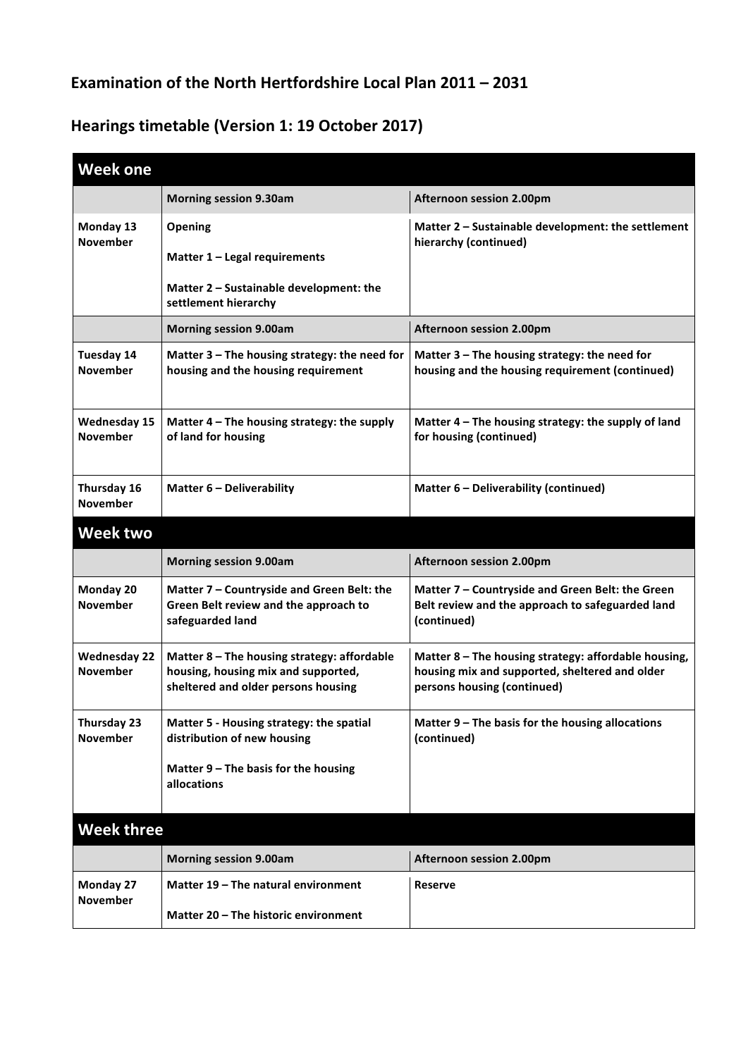# Examination of the North Hertfordshire Local Plan 2011 – 2031

## Hearings timetable (Version 1: 19 October 2017)

| **Week one** | | |
|---|---|---|
| | **Morning session 9.30am** | **Afternoon session 2.00pm** |
| **Monday 13 November** | **Opening**<br><br>**Matter 1 – Legal requirements**<br><br>**Matter 2 – Sustainable development: the settlement hierarchy** | **Matter 2 – Sustainable development: the settlement hierarchy (continued)** |
| | **Morning session 9.00am** | **Afternoon session 2.00pm** |
| **Tuesday 14 November** | **Matter 3 – The housing strategy: the need for housing and the housing requirement** | **Matter 3 – The housing strategy: the need for housing and the housing requirement (continued)** |
| **Wednesday 15 November** | **Matter 4 – The housing strategy: the supply of land for housing** | **Matter 4 – The housing strategy: the supply of land for housing (continued)** |
| **Thursday 16 November** | **Matter 6 – Deliverability** | **Matter 6 – Deliverability (continued)** |
| **Week two** | | |
| | **Morning session 9.00am** | **Afternoon session 2.00pm** |
| **Monday 20 November** | **Matter 7 – Countryside and Green Belt: the Green Belt review and the approach to safeguarded land** | **Matter 7 – Countryside and Green Belt: the Green Belt review and the approach to safeguarded land (continued)** |
| **Wednesday 22 November** | **Matter 8 – The housing strategy: affordable housing, housing mix and supported, sheltered and older persons housing** | **Matter 8 – The housing strategy: affordable housing, housing mix and supported, sheltered and older persons housing (continued)** |
| **Thursday 23 November** | **Matter 5 - Housing strategy: the spatial distribution of new housing**<br><br>**Matter 9 – The basis for the housing allocations** | **Matter 9 – The basis for the housing allocations (continued)** |
| **Week three** | | |
| | **Morning session 9.00am** | **Afternoon session 2.00pm** |
| **Monday 27 November** | **Matter 19 – The natural environment**<br><br>**Matter 20 – The historic environment** | **Reserve** |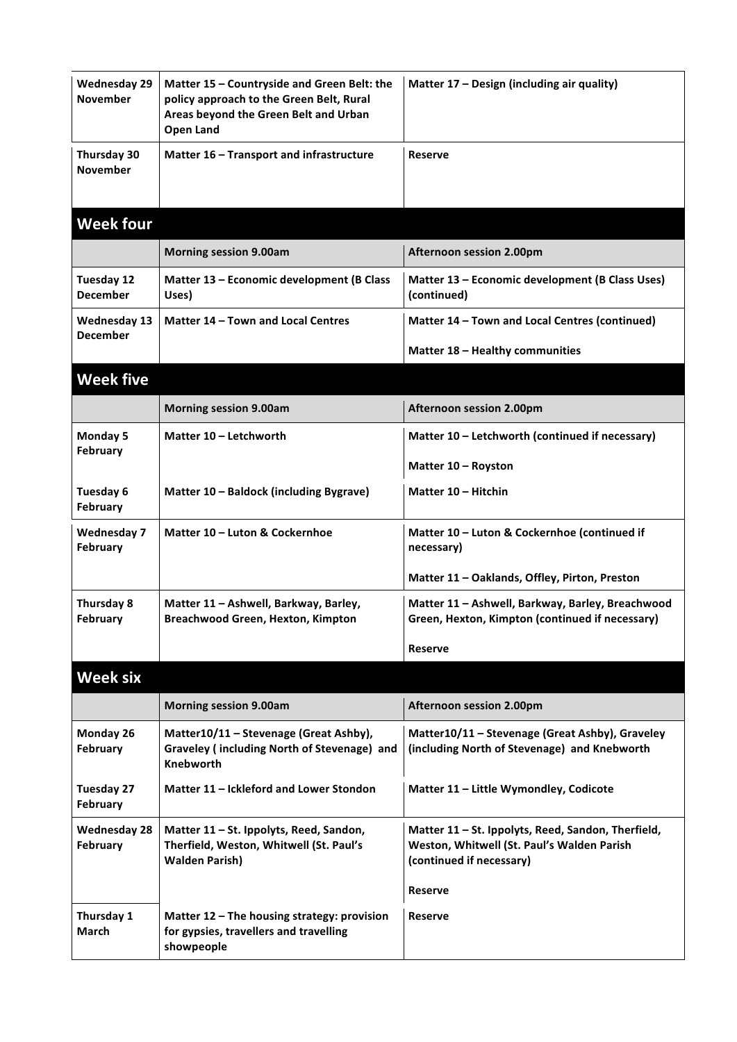| | | |
|---|---|---|
| **Wednesday 29 November** | **Matter 15 – Countryside and Green Belt: the policy approach to the Green Belt, Rural Areas beyond the Green Belt and Urban Open Land** | **Matter 17 – Design (including air quality)** |
| **Thursday 30 November** | **Matter 16 – Transport and infrastructure** | **Reserve** |

## Week four

| | **Morning session 9.00am** | **Afternoon session 2.00pm** |
|---|---|---|
| **Tuesday 12 December** | **Matter 13 – Economic development (B Class Uses)** | **Matter 13 – Economic development (B Class Uses) (continued)** |
| **Wednesday 13 December** | **Matter 14 – Town and Local Centres** | **Matter 14 – Town and Local Centres (continued)**<br><br>**Matter 18 – Healthy communities** |

## Week five

| | **Morning session 9.00am** | **Afternoon session 2.00pm** |
|---|---|---|
| **Monday 5 February** | **Matter 10 – Letchworth** | **Matter 10 – Letchworth (continued if necessary)**<br><br>**Matter 10 – Royston** |
| **Tuesday 6 February** | **Matter 10 – Baldock (including Bygrave)** | **Matter 10 – Hitchin** |
| **Wednesday 7 February** | **Matter 10 – Luton & Cockernhoe** | **Matter 10 – Luton & Cockernhoe (continued if necessary)**<br><br>**Matter 11 – Oaklands, Offley, Pirton, Preston** |
| **Thursday 8 February** | **Matter 11 – Ashwell, Barkway, Barley, Breachwood Green, Hexton, Kimpton** | **Matter 11 – Ashwell, Barkway, Barley, Breachwood Green, Hexton, Kimpton (continued if necessary)**<br><br>**Reserve** |

## Week six

| | **Morning session 9.00am** | **Afternoon session 2.00pm** |
|---|---|---|
| **Monday 26 February** | **Matter10/11 – Stevenage (Great Ashby), Graveley ( including North of Stevenage) and Knebworth** | **Matter10/11 – Stevenage (Great Ashby), Graveley (including North of Stevenage) and Knebworth** |
| **Tuesday 27 February** | **Matter 11 – Ickleford and Lower Stondon** | **Matter 11 – Little Wymondley, Codicote** |
| **Wednesday 28 February** | **Matter 11 – St. Ippolyts, Reed, Sandon, Therfield, Weston, Whitwell (St. Paul's Walden Parish)** | **Matter 11 – St. Ippolyts, Reed, Sandon, Therfield, Weston, Whitwell (St. Paul's Walden Parish (continued if necessary)**<br><br>**Reserve** |
| **Thursday 1 March** | **Matter 12 – The housing strategy: provision for gypsies, travellers and travelling showpeople** | **Reserve** |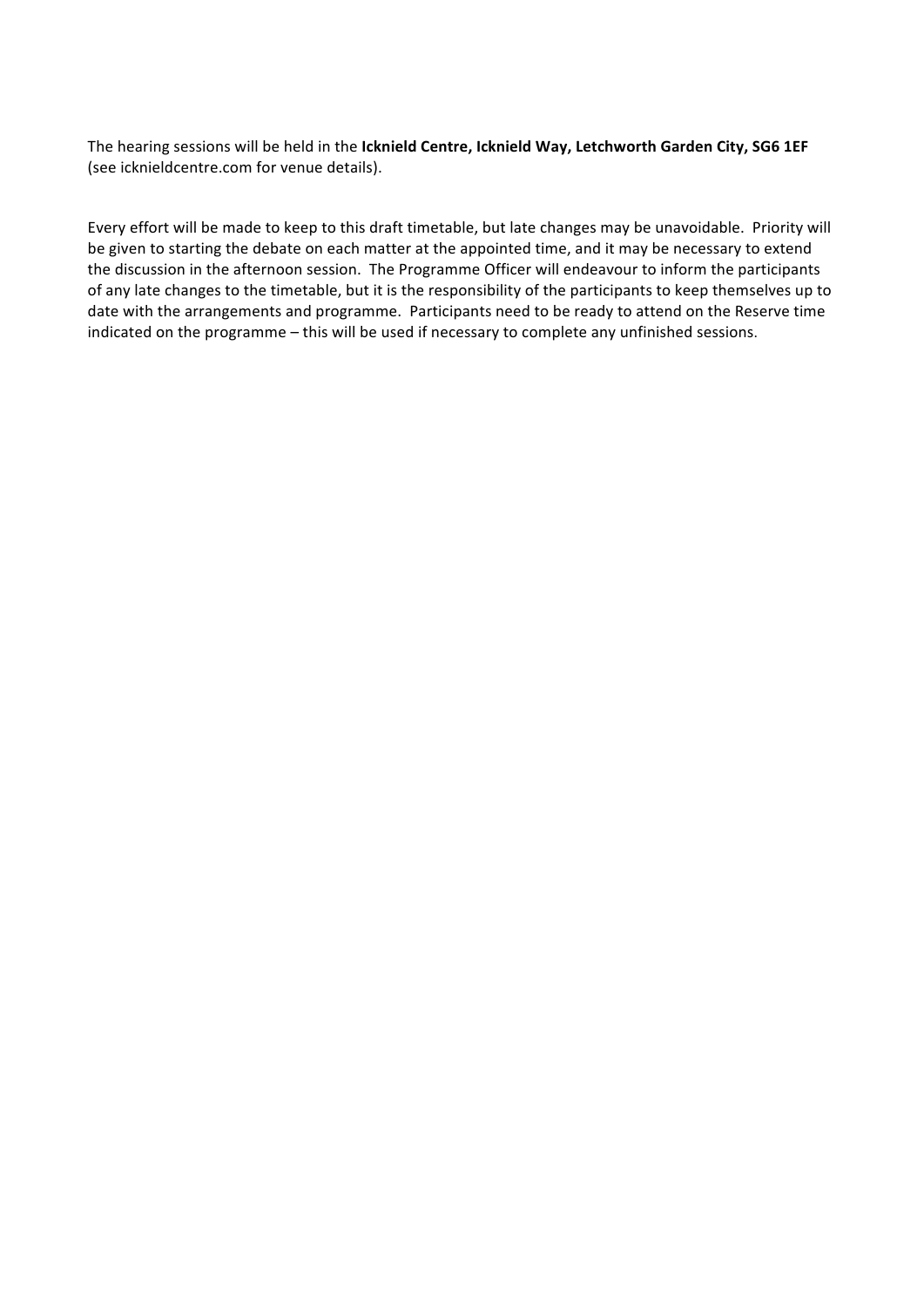The hearing sessions will be held in the **Icknield Centre, Icknield Way, Letchworth Garden City, SG6 1EF** (see icknieldcentre.com for venue details).

Every effort will be made to keep to this draft timetable, but late changes may be unavoidable. Priority will be given to starting the debate on each matter at the appointed time, and it may be necessary to extend the discussion in the afternoon session. The Programme Officer will endeavour to inform the participants of any late changes to the timetable, but it is the responsibility of the participants to keep themselves up to date with the arrangements and programme. Participants need to be ready to attend on the Reserve time indicated on the programme – this will be used if necessary to complete any unfinished sessions.